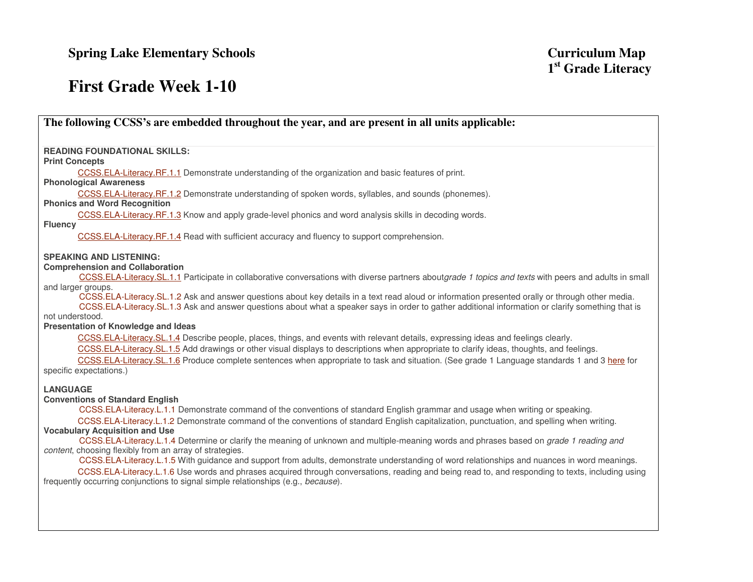**Spring Lake Elementary Schools**

**Curriculum Map**
**1st Grade Literacy**

# First Grade Week 1-10

## The following CCSS's are embedded throughout the year, and are present in all units applicable:

**READING FOUNDATIONAL SKILLS:**

**Print Concepts**

CCSS.ELA-Literacy.RF.1.1 Demonstrate understanding of the organization and basic features of print.

**Phonological Awareness**

CCSS.ELA-Literacy.RF.1.2 Demonstrate understanding of spoken words, syllables, and sounds (phonemes).

**Phonics and Word Recognition**

CCSS.ELA-Literacy.RF.1.3 Know and apply grade-level phonics and word analysis skills in decoding words.

**Fluency**

CCSS.ELA-Literacy.RF.1.4 Read with sufficient accuracy and fluency to support comprehension.

**SPEAKING AND LISTENING:**

**Comprehension and Collaboration**

CCSS.ELA-Literacy.SL.1.1 Participate in collaborative conversations with diverse partners about*grade 1 topics and texts* with peers and adults in small and larger groups.

CCSS.ELA-Literacy.SL.1.2 Ask and answer questions about key details in a text read aloud or information presented orally or through other media.

CCSS.ELA-Literacy.SL.1.3 Ask and answer questions about what a speaker says in order to gather additional information or clarify something that is not understood.

**Presentation of Knowledge and Ideas**

CCSS.ELA-Literacy.SL.1.4 Describe people, places, things, and events with relevant details, expressing ideas and feelings clearly.

CCSS.ELA-Literacy.SL.1.5 Add drawings or other visual displays to descriptions when appropriate to clarify ideas, thoughts, and feelings.

CCSS.ELA-Literacy.SL.1.6 Produce complete sentences when appropriate to task and situation. (See grade 1 Language standards 1 and 3 here for specific expectations.)

**LANGUAGE**

**Conventions of Standard English**

CCSS.ELA-Literacy.L.1.1 Demonstrate command of the conventions of standard English grammar and usage when writing or speaking.

CCSS.ELA-Literacy.L.1.2 Demonstrate command of the conventions of standard English capitalization, punctuation, and spelling when writing.

**Vocabulary Acquisition and Use**

CCSS.ELA-Literacy.L.1.4 Determine or clarify the meaning of unknown and multiple-meaning words and phrases based on *grade 1 reading and content*, choosing flexibly from an array of strategies.

CCSS.ELA-Literacy.L.1.5 With guidance and support from adults, demonstrate understanding of word relationships and nuances in word meanings.

CCSS.ELA-Literacy.L.1.6 Use words and phrases acquired through conversations, reading and being read to, and responding to texts, including using frequently occurring conjunctions to signal simple relationships (e.g., *because*).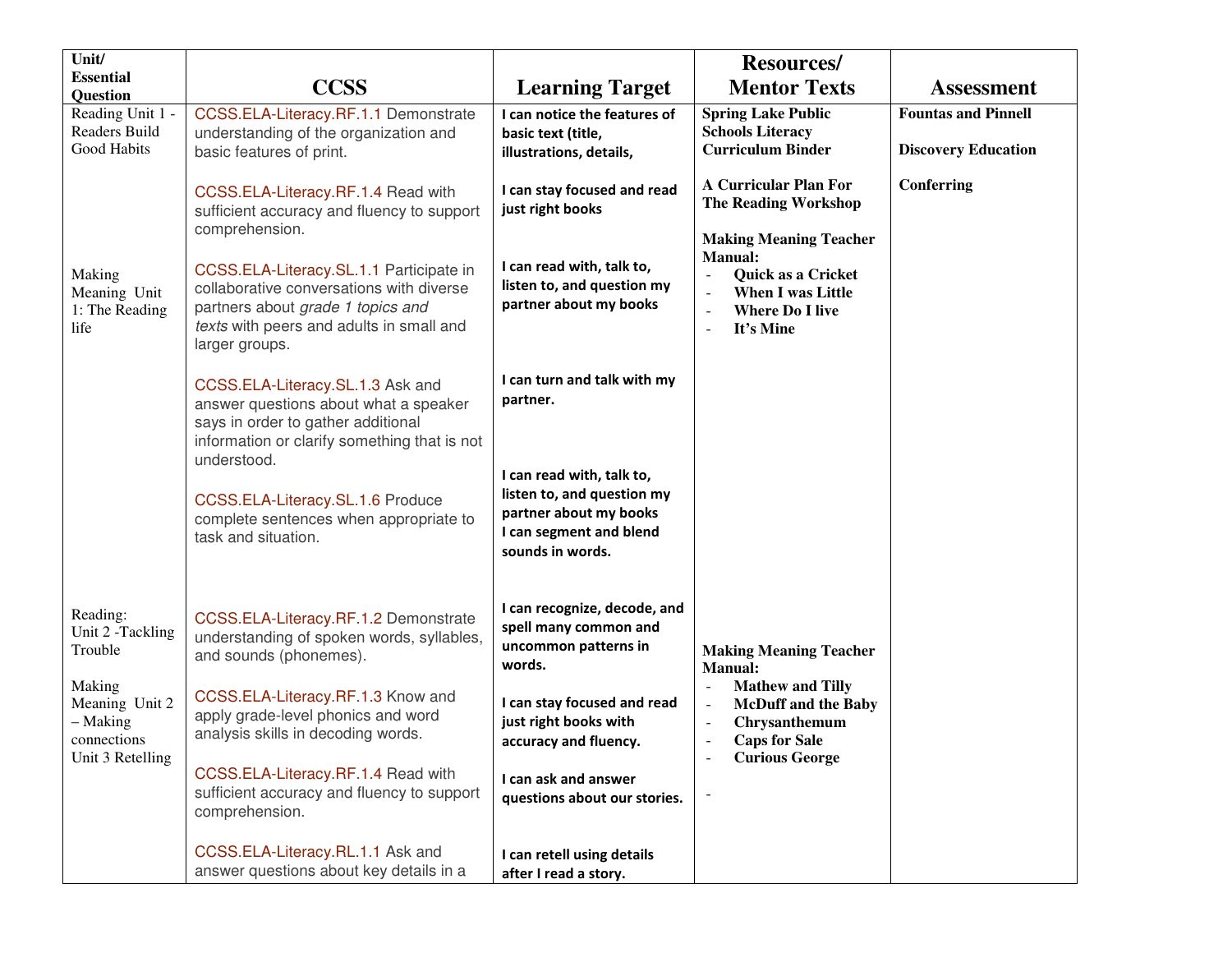| Unit/ Essential Question | CCSS | Learning Target | Resources/ Mentor Texts | Assessment |
|---|---|---|---|---|
| Reading Unit 1 - Readers Build Good Habits<br><br>Making Meaning Unit 1: The Reading life | CCSS.ELA-Literacy.RF.1.1 Demonstrate understanding of the organization and basic features of print.<br><br>CCSS.ELA-Literacy.RF.1.4 Read with sufficient accuracy and fluency to support comprehension.<br><br>CCSS.ELA-Literacy.SL.1.1 Participate in collaborative conversations with diverse partners about *grade 1 topics and texts* with peers and adults in small and larger groups.<br><br>CCSS.ELA-Literacy.SL.1.3 Ask and answer questions about what a speaker says in order to gather additional information or clarify something that is not understood.<br><br>CCSS.ELA-Literacy.SL.1.6 Produce complete sentences when appropriate to task and situation. | **I can notice the features of basic text (title, illustrations, details,**<br><br>**I can stay focused and read just right books**<br><br>**I can read with, talk to, listen to, and question my partner about my books**<br><br>**I can turn and talk with my partner.**<br><br>**I can read with, talk to, listen to, and question my partner about my books**<br>**I can segment and blend sounds in words.** | **Spring Lake Public Schools Literacy Curriculum Binder**<br><br>**A Curricular Plan For The Reading Workshop**<br><br>**Making Meaning Teacher Manual:**<br>- **Quick as a Cricket**<br>- **When I was Little**<br>- **Where Do I live**<br>- **It's Mine** | **Fountas and Pinnell**<br><br>**Discovery Education**<br><br>**Conferring** |
| Reading: Unit 2 -Tackling Trouble<br><br>Making Meaning Unit 2 – Making connections Unit 3 Retelling | CCSS.ELA-Literacy.RF.1.2 Demonstrate understanding of spoken words, syllables, and sounds (phonemes).<br><br>CCSS.ELA-Literacy.RF.1.3 Know and apply grade-level phonics and word analysis skills in decoding words.<br><br>CCSS.ELA-Literacy.RF.1.4 Read with sufficient accuracy and fluency to support comprehension.<br><br>CCSS.ELA-Literacy.RL.1.1 Ask and answer questions about key details in a | **I can recognize, decode, and spell many common and uncommon patterns in words.**<br><br>**I can stay focused and read just right books with accuracy and fluency.**<br><br>**I can ask and answer questions about our stories.**<br><br>**I can retell using details after I read a story.** | **Making Meaning Teacher Manual:**<br>- **Mathew and Tilly**<br>- **McDuff and the Baby**<br>- **Chrysanthemum**<br>- **Caps for Sale**<br>- **Curious George**<br>- | |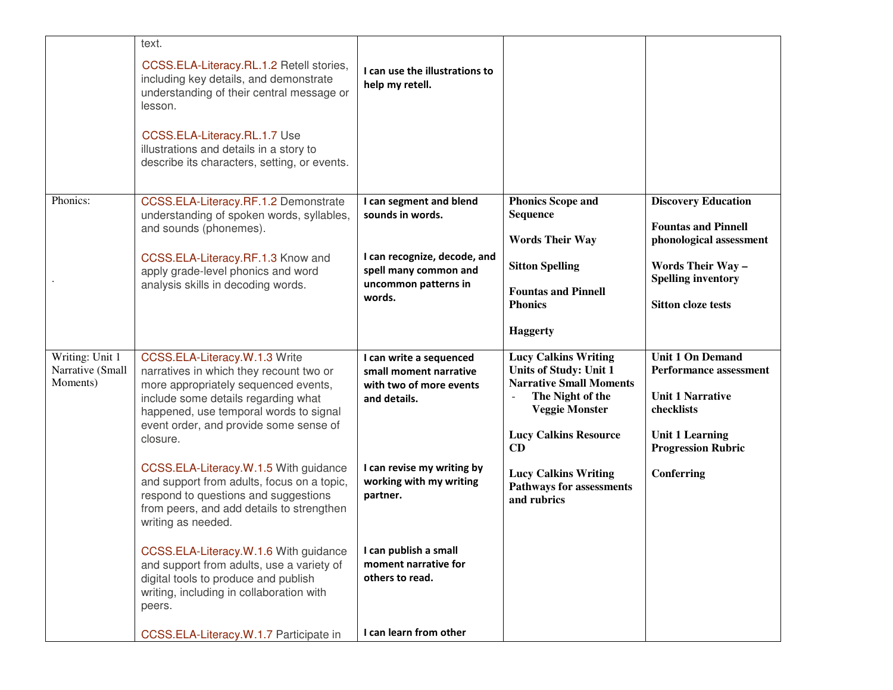| | | | | |
|---|---|---|---|---|
| | text.<br><br>CCSS.ELA-Literacy.RL.1.2 Retell stories, including key details, and demonstrate understanding of their central message or lesson.<br><br>CCSS.ELA-Literacy.RL.1.7 Use illustrations and details in a story to describe its characters, setting, or events. | **I can use the illustrations to help my retell.** | | |
| Phonics:<br><br>. | CCSS.ELA-Literacy.RF.1.2 Demonstrate understanding of spoken words, syllables, and sounds (phonemes).<br><br>CCSS.ELA-Literacy.RF.1.3 Know and apply grade-level phonics and word analysis skills in decoding words. | **I can segment and blend sounds in words.**<br><br>**I can recognize, decode, and spell many common and uncommon patterns in words.** | **Phonics Scope and Sequence**<br><br>**Words Their Way**<br><br>**Sitton Spelling**<br><br>**Fountas and Pinnell Phonics**<br><br>**Haggerty** | **Discovery Education**<br><br>**Fountas and Pinnell phonological assessment**<br><br>**Words Their Way – Spelling inventory**<br><br>**Sitton cloze tests** |
| Writing: Unit 1 Narrative (Small Moments) | CCSS.ELA-Literacy.W.1.3 Write narratives in which they recount two or more appropriately sequenced events, include some details regarding what happened, use temporal words to signal event order, and provide some sense of closure.<br><br>CCSS.ELA-Literacy.W.1.5 With guidance and support from adults, focus on a topic, respond to questions and suggestions from peers, and add details to strengthen writing as needed.<br><br>CCSS.ELA-Literacy.W.1.6 With guidance and support from adults, use a variety of digital tools to produce and publish writing, including in collaboration with peers.<br><br>CCSS.ELA-Literacy.W.1.7 Participate in | **I can write a sequenced small moment narrative with two of more events and details.**<br><br>**I can revise my writing by working with my writing partner.**<br><br>**I can publish a small moment narrative for others to read.**<br><br>**I can learn from other** | **Lucy Calkins Writing Units of Study: Unit 1 Narrative Small Moments**<br>- **The Night of the Veggie Monster**<br><br>**Lucy Calkins Resource CD**<br><br>**Lucy Calkins Writing Pathways for assessments and rubrics** | **Unit 1 On Demand Performance assessment**<br><br>**Unit 1 Narrative checklists**<br><br>**Unit 1 Learning Progression Rubric**<br><br>**Conferring** |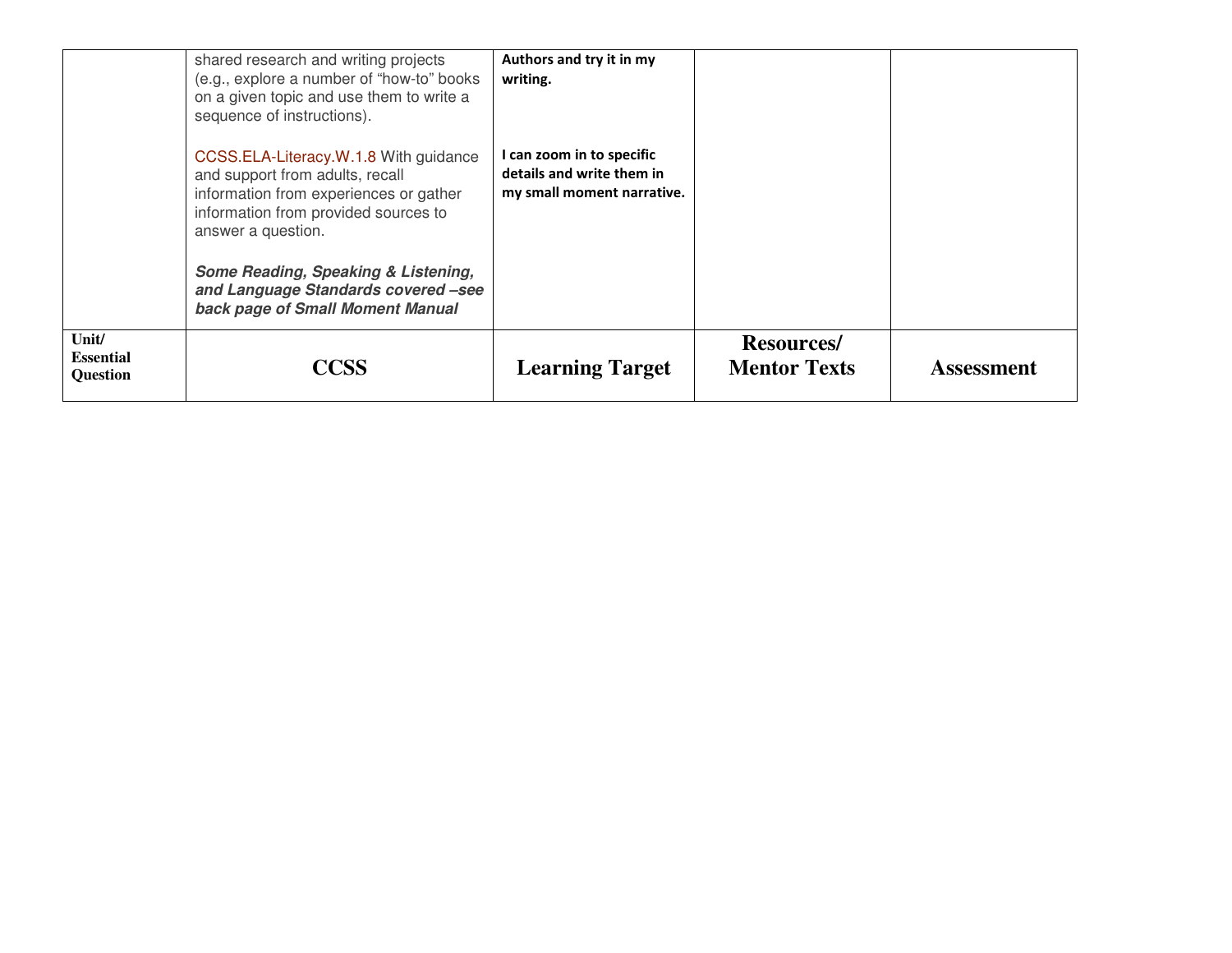| | | | | |
|---|---|---|---|---|
| | shared research and writing projects (e.g., explore a number of "how-to" books on a given topic and use them to write a sequence of instructions).<br><br>CCSS.ELA-Literacy.W.1.8 With guidance and support from adults, recall information from experiences or gather information from provided sources to answer a question.<br><br>***Some Reading, Speaking & Listening, and Language Standards covered –see back page of Small Moment Manual*** | **Authors and try it in my writing.**<br><br>**I can zoom in to specific details and write them in my small moment narrative.** | | |
| **Unit/ Essential Question** | **CCSS** | **Learning Target** | **Resources/ Mentor Texts** | **Assessment** |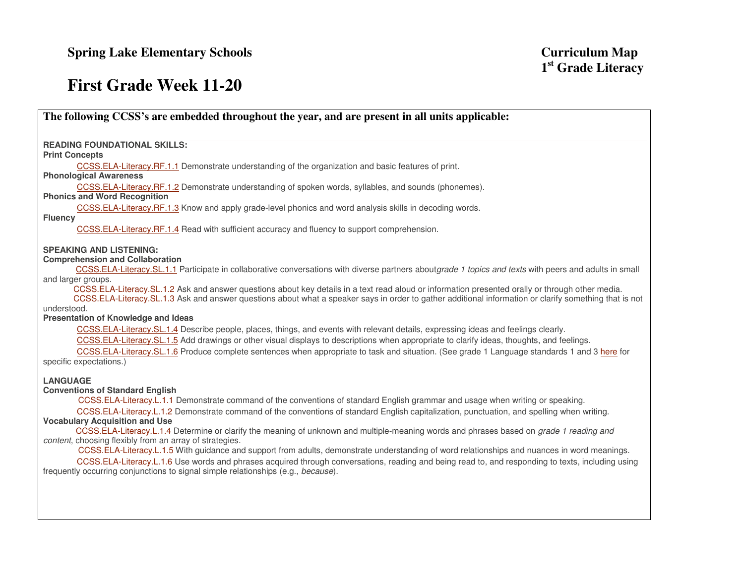**Spring Lake Elementary Schools**

**Curriculum Map**
**1st Grade Literacy**

# First Grade Week 11-20

**The following CCSS's are embedded throughout the year, and are present in all units applicable:**

**READING FOUNDATIONAL SKILLS:**

**Print Concepts**

CCSS.ELA-Literacy.RF.1.1 Demonstrate understanding of the organization and basic features of print.

**Phonological Awareness**

CCSS.ELA-Literacy.RF.1.2 Demonstrate understanding of spoken words, syllables, and sounds (phonemes).

**Phonics and Word Recognition**

CCSS.ELA-Literacy.RF.1.3 Know and apply grade-level phonics and word analysis skills in decoding words.

**Fluency**

CCSS.ELA-Literacy.RF.1.4 Read with sufficient accuracy and fluency to support comprehension.

**SPEAKING AND LISTENING:**

**Comprehension and Collaboration**

CCSS.ELA-Literacy.SL.1.1 Participate in collaborative conversations with diverse partners about*grade 1 topics and texts* with peers and adults in small and larger groups.

CCSS.ELA-Literacy.SL.1.2 Ask and answer questions about key details in a text read aloud or information presented orally or through other media.

CCSS.ELA-Literacy.SL.1.3 Ask and answer questions about what a speaker says in order to gather additional information or clarify something that is not understood.

**Presentation of Knowledge and Ideas**

CCSS.ELA-Literacy.SL.1.4 Describe people, places, things, and events with relevant details, expressing ideas and feelings clearly.

CCSS.ELA-Literacy.SL.1.5 Add drawings or other visual displays to descriptions when appropriate to clarify ideas, thoughts, and feelings.

CCSS.ELA-Literacy.SL.1.6 Produce complete sentences when appropriate to task and situation. (See grade 1 Language standards 1 and 3 here for specific expectations.)

**LANGUAGE**

**Conventions of Standard English**

CCSS.ELA-Literacy.L.1.1 Demonstrate command of the conventions of standard English grammar and usage when writing or speaking.

CCSS.ELA-Literacy.L.1.2 Demonstrate command of the conventions of standard English capitalization, punctuation, and spelling when writing.

**Vocabulary Acquisition and Use**

CCSS.ELA-Literacy.L.1.4 Determine or clarify the meaning of unknown and multiple-meaning words and phrases based on *grade 1 reading and content*, choosing flexibly from an array of strategies.

CCSS.ELA-Literacy.L.1.5 With guidance and support from adults, demonstrate understanding of word relationships and nuances in word meanings.

CCSS.ELA-Literacy.L.1.6 Use words and phrases acquired through conversations, reading and being read to, and responding to texts, including using frequently occurring conjunctions to signal simple relationships (e.g., *because*).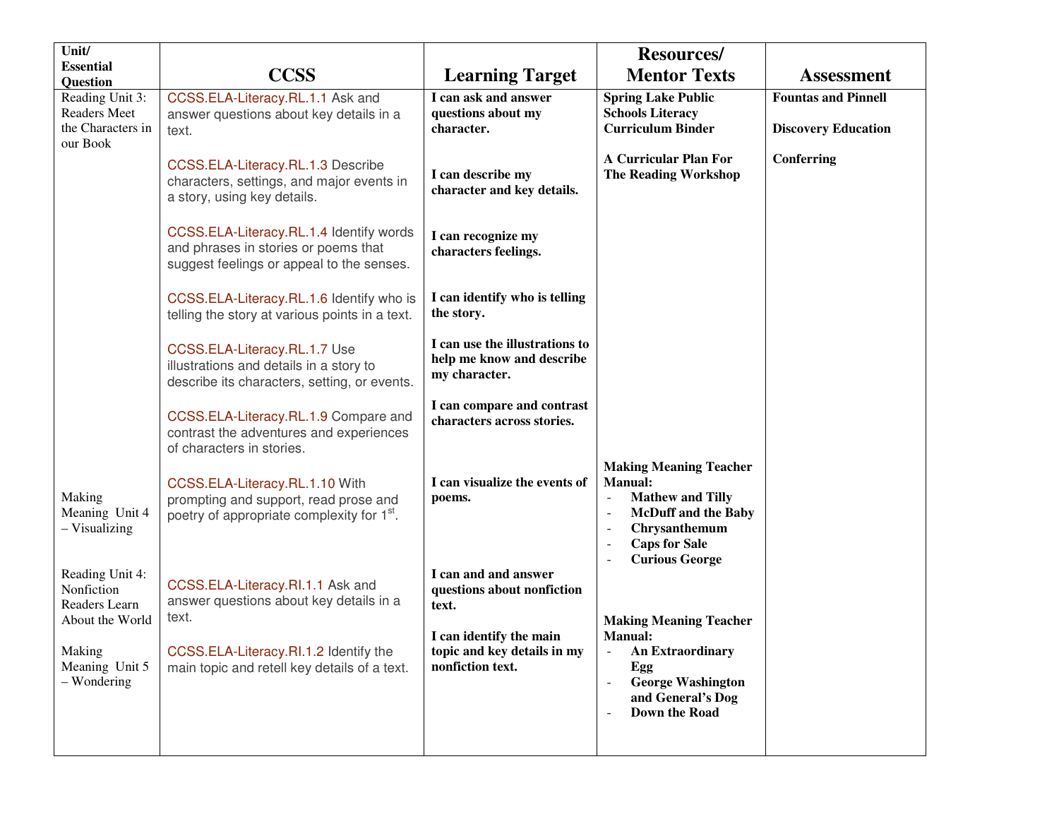| Unit/ Essential Question | CCSS | Learning Target | Resources/ Mentor Texts | Assessment |
|---|---|---|---|---|
| Reading Unit 3: Readers Meet the Characters in our Book | CCSS.ELA-Literacy.RL.1.1 Ask and answer questions about key details in a text. | **I can ask and answer questions about my character.** | **Spring Lake Public Schools Literacy Curriculum Binder**<br><br>**A Curricular Plan For The Reading Workshop** | **Fountas and Pinnell**<br><br>**Discovery Education**<br><br>**Conferring** |
| | CCSS.ELA-Literacy.RL.1.3 Describe characters, settings, and major events in a story, using key details. | **I can describe my character and key details.** | | |
| | CCSS.ELA-Literacy.RL.1.4 Identify words and phrases in stories or poems that suggest feelings or appeal to the senses. | **I can recognize my characters feelings.** | | |
| | CCSS.ELA-Literacy.RL.1.6 Identify who is telling the story at various points in a text. | **I can identify who is telling the story.** | | |
| | CCSS.ELA-Literacy.RL.1.7 Use illustrations and details in a story to describe its characters, setting, or events. | **I can use the illustrations to help me know and describe my character.** | | |
| | CCSS.ELA-Literacy.RL.1.9 Compare and contrast the adventures and experiences of characters in stories. | **I can compare and contrast characters across stories.** | | |
| Making Meaning Unit 4 – Visualizing | CCSS.ELA-Literacy.RL.1.10 With prompting and support, read prose and poetry of appropriate complexity for 1st. | **I can visualize the events of poems.** | **Making Meaning Teacher Manual:**<br>- **Mathew and Tilly**<br>- **McDuff and the Baby**<br>- **Chrysanthemum**<br>- **Caps for Sale**<br>- **Curious George** | |
| Reading Unit 4: Nonfiction Readers Learn About the World<br><br>Making Meaning Unit 5 – Wondering | CCSS.ELA-Literacy.RI.1.1 Ask and answer questions about key details in a text.<br><br>CCSS.ELA-Literacy.RI.1.2 Identify the main topic and retell key details of a text. | **I can and and answer questions about nonfiction text.**<br><br>**I can identify the main topic and key details in my nonfiction text.** | **Making Meaning Teacher Manual:**<br>- **An Extraordinary Egg**<br>- **George Washington and General's Dog**<br>- **Down the Road** | |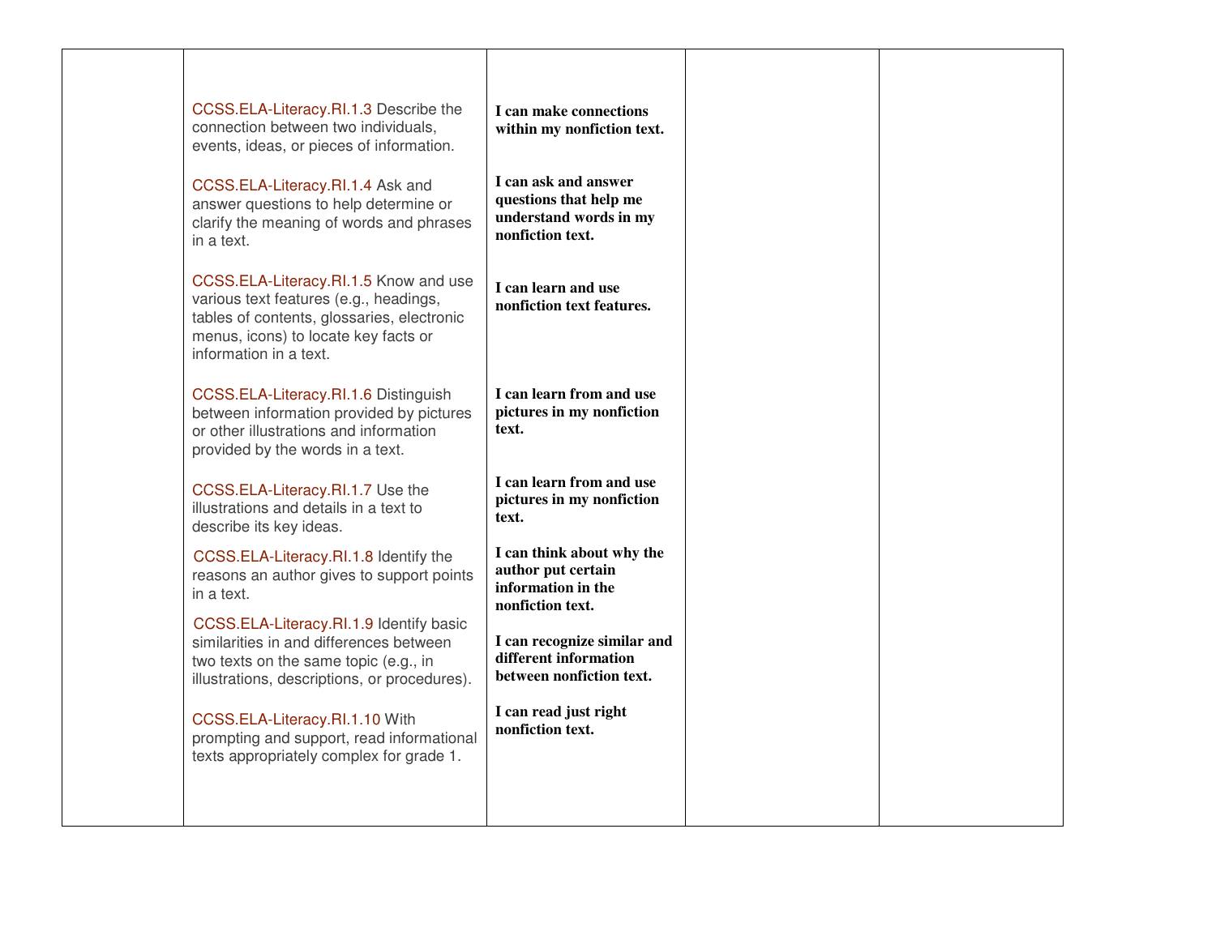| | | | | |
|---|---|---|---|---|
| | CCSS.ELA-Literacy.RI.1.3 Describe the connection between two individuals, events, ideas, or pieces of information.<br><br>CCSS.ELA-Literacy.RI.1.4 Ask and answer questions to help determine or clarify the meaning of words and phrases in a text.<br><br>CCSS.ELA-Literacy.RI.1.5 Know and use various text features (e.g., headings, tables of contents, glossaries, electronic menus, icons) to locate key facts or information in a text.<br><br>CCSS.ELA-Literacy.RI.1.6 Distinguish between information provided by pictures or other illustrations and information provided by the words in a text.<br><br>CCSS.ELA-Literacy.RI.1.7 Use the illustrations and details in a text to describe its key ideas.<br><br>CCSS.ELA-Literacy.RI.1.8 Identify the reasons an author gives to support points in a text.<br><br>CCSS.ELA-Literacy.RI.1.9 Identify basic similarities in and differences between two texts on the same topic (e.g., in illustrations, descriptions, or procedures).<br><br>CCSS.ELA-Literacy.RI.1.10 With prompting and support, read informational texts appropriately complex for grade 1. | **I can make connections within my nonfiction text.**<br><br>**I can ask and answer questions that help me understand words in my nonfiction text.**<br><br>**I can learn and use nonfiction text features.**<br><br>**I can learn from and use pictures in my nonfiction text.**<br><br>**I can learn from and use pictures in my nonfiction text.**<br><br>**I can think about why the author put certain information in the nonfiction text.**<br><br>**I can recognize similar and different information between nonfiction text.**<br><br>**I can read just right nonfiction text.** | | |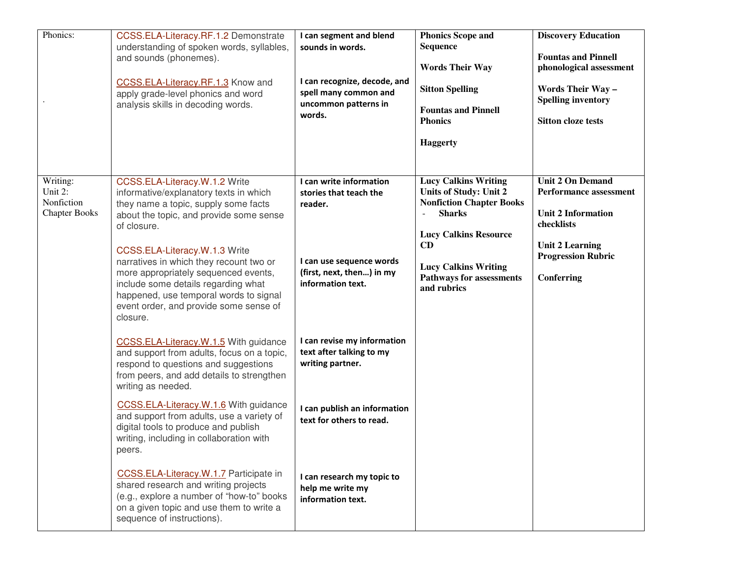| Phonics: . | CCSS.ELA-Literacy.RF.1.2 Demonstrate understanding of spoken words, syllables, and sounds (phonemes).<br><br>CCSS.ELA-Literacy.RF.1.3 Know and apply grade-level phonics and word analysis skills in decoding words. | **I can segment and blend sounds in words.**<br><br>**I can recognize, decode, and spell many common and uncommon patterns in words.** | **Phonics Scope and Sequence**<br><br>**Words Their Way**<br><br>**Sitton Spelling**<br><br>**Fountas and Pinnell Phonics**<br><br>**Haggerty** | **Discovery Education**<br><br>**Fountas and Pinnell phonological assessment**<br><br>**Words Their Way – Spelling inventory**<br><br>**Sitton cloze tests** |
|---|---|---|---|---|
| Writing: Unit 2: Nonfiction Chapter Books | CCSS.ELA-Literacy.W.1.2 Write informative/explanatory texts in which they name a topic, supply some facts about the topic, and provide some sense of closure.<br><br>CCSS.ELA-Literacy.W.1.3 Write narratives in which they recount two or more appropriately sequenced events, include some details regarding what happened, use temporal words to signal event order, and provide some sense of closure.<br><br>CCSS.ELA-Literacy.W.1.5 With guidance and support from adults, focus on a topic, respond to questions and suggestions from peers, and add details to strengthen writing as needed.<br><br>CCSS.ELA-Literacy.W.1.6 With guidance and support from adults, use a variety of digital tools to produce and publish writing, including in collaboration with peers.<br><br>CCSS.ELA-Literacy.W.1.7 Participate in shared research and writing projects (e.g., explore a number of "how-to" books on a given topic and use them to write a sequence of instructions). | **I can write information stories that teach the reader.**<br><br>**I can use sequence words (first, next, then…) in my information text.**<br><br>**I can revise my information text after talking to my writing partner.**<br><br>**I can publish an information text for others to read.**<br><br>**I can research my topic to help me write my information text.** | **Lucy Calkins Writing Units of Study: Unit 2 Nonfiction Chapter Books**<br>- **Sharks**<br><br>**Lucy Calkins Resource CD**<br><br>**Lucy Calkins Writing Pathways for assessments and rubrics** | **Unit 2 On Demand Performance assessment**<br><br>**Unit 2 Information checklists**<br><br>**Unit 2 Learning Progression Rubric**<br><br>**Conferring** |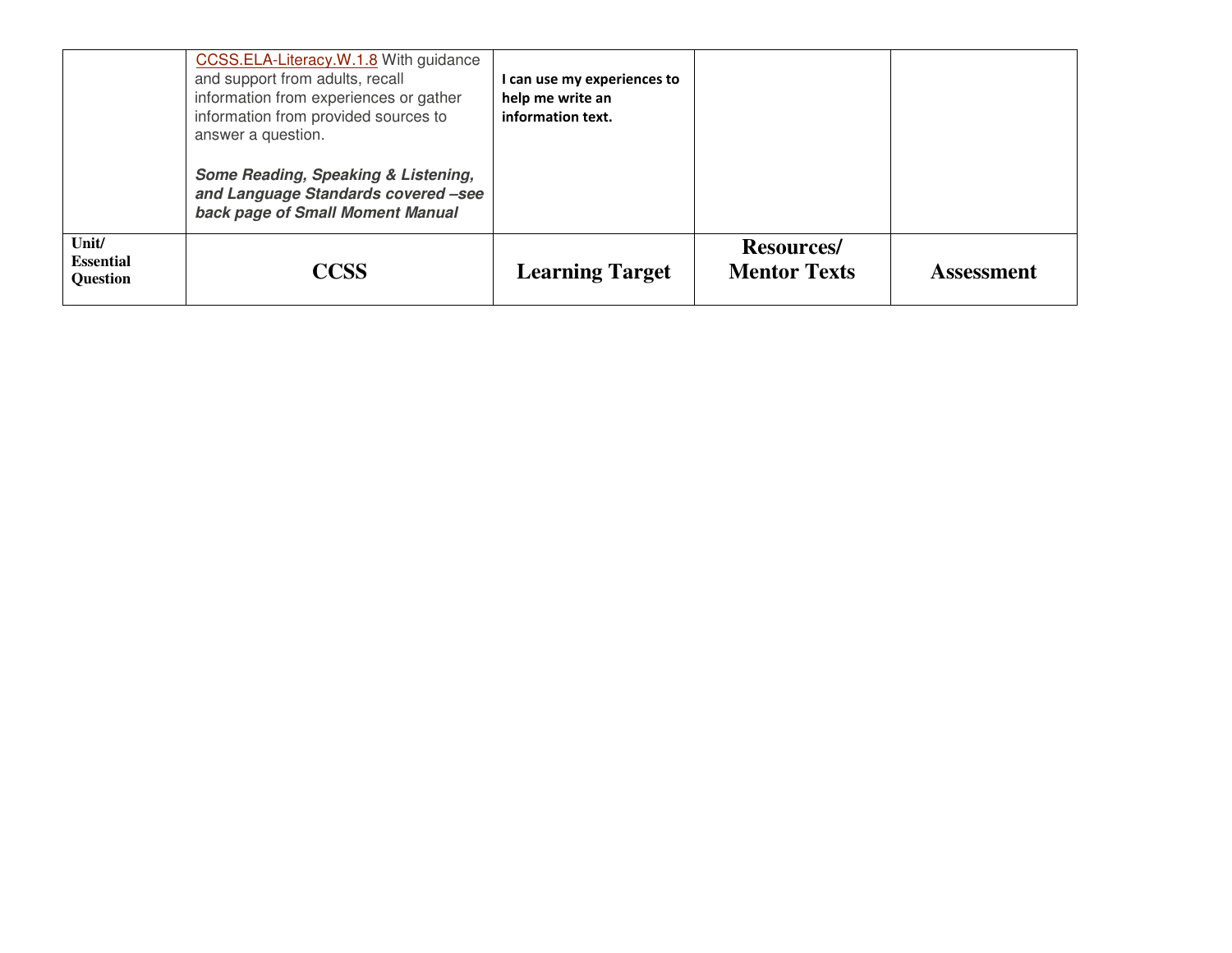| | | | | |
|---|---|---|---|---|
| | CCSS.ELA-Literacy.W.1.8 With guidance and support from adults, recall information from experiences or gather information from provided sources to answer a question.<br><br>***Some Reading, Speaking & Listening, and Language Standards covered –see back page of Small Moment Manual*** | **I can use my experiences to help me write an information text.** | | |
| **Unit/ Essential Question** | **CCSS** | **Learning Target** | **Resources/ Mentor Texts** | **Assessment** |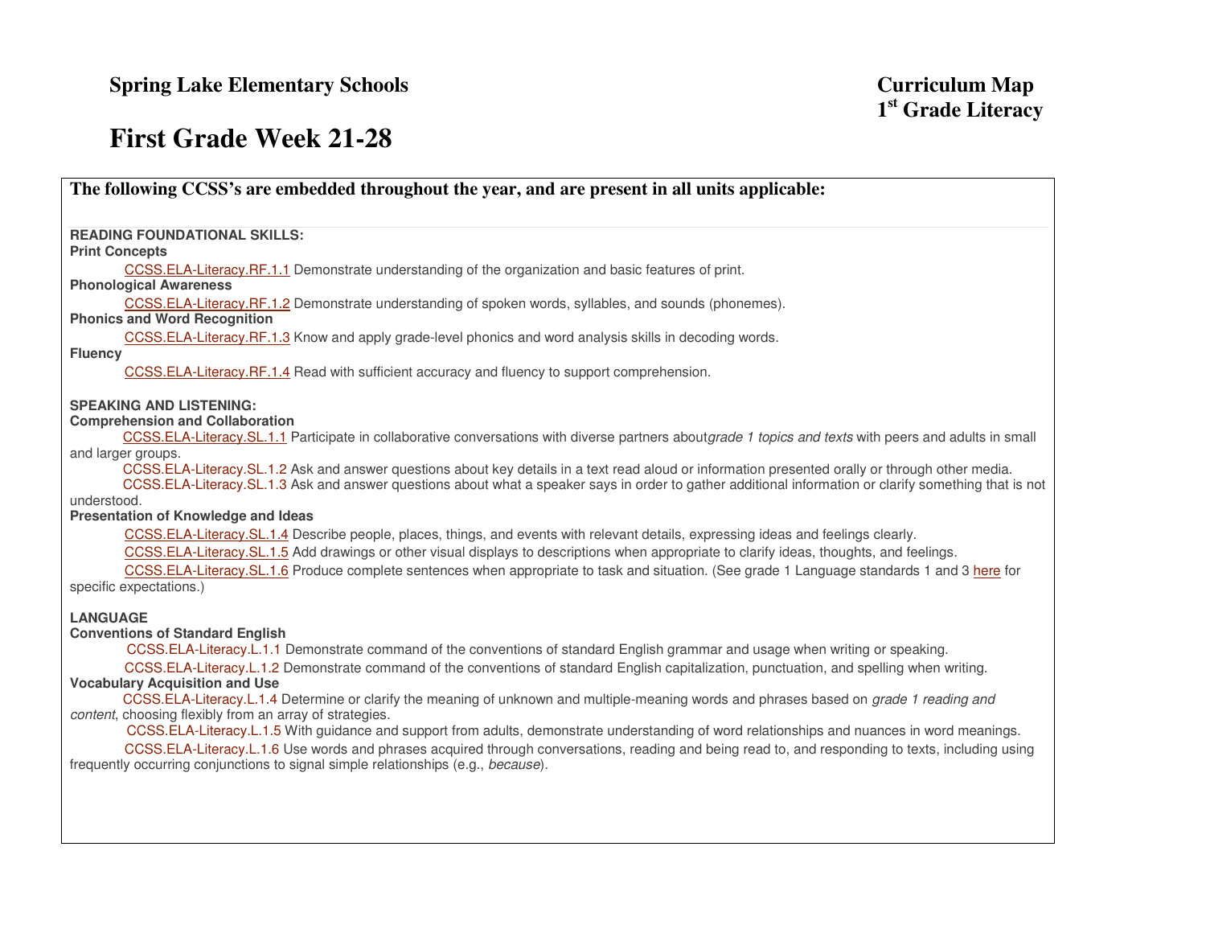**Spring Lake Elementary Schools** **Curriculum Map**
**1st Grade Literacy**

# First Grade Week 21-28

**The following CCSS's are embedded throughout the year, and are present in all units applicable:**

**READING FOUNDATIONAL SKILLS:**
**Print Concepts**

CCSS.ELA-Literacy.RF.1.1 Demonstrate understanding of the organization and basic features of print.

**Phonological Awareness**

CCSS.ELA-Literacy.RF.1.2 Demonstrate understanding of spoken words, syllables, and sounds (phonemes).

**Phonics and Word Recognition**

CCSS.ELA-Literacy.RF.1.3 Know and apply grade-level phonics and word analysis skills in decoding words.

**Fluency**

CCSS.ELA-Literacy.RF.1.4 Read with sufficient accuracy and fluency to support comprehension.

**SPEAKING AND LISTENING:**
**Comprehension and Collaboration**

CCSS.ELA-Literacy.SL.1.1 Participate in collaborative conversations with diverse partners about*grade 1 topics and texts* with peers and adults in small and larger groups.

CCSS.ELA-Literacy.SL.1.2 Ask and answer questions about key details in a text read aloud or information presented orally or through other media.

CCSS.ELA-Literacy.SL.1.3 Ask and answer questions about what a speaker says in order to gather additional information or clarify something that is not understood.

**Presentation of Knowledge and Ideas**

CCSS.ELA-Literacy.SL.1.4 Describe people, places, things, and events with relevant details, expressing ideas and feelings clearly.

CCSS.ELA-Literacy.SL.1.5 Add drawings or other visual displays to descriptions when appropriate to clarify ideas, thoughts, and feelings.

CCSS.ELA-Literacy.SL.1.6 Produce complete sentences when appropriate to task and situation. (See grade 1 Language standards 1 and 3 here for specific expectations.)

**LANGUAGE**
**Conventions of Standard English**

CCSS.ELA-Literacy.L.1.1 Demonstrate command of the conventions of standard English grammar and usage when writing or speaking.

CCSS.ELA-Literacy.L.1.2 Demonstrate command of the conventions of standard English capitalization, punctuation, and spelling when writing.

**Vocabulary Acquisition and Use**

CCSS.ELA-Literacy.L.1.4 Determine or clarify the meaning of unknown and multiple-meaning words and phrases based on *grade 1 reading and content*, choosing flexibly from an array of strategies.

CCSS.ELA-Literacy.L.1.5 With guidance and support from adults, demonstrate understanding of word relationships and nuances in word meanings.

CCSS.ELA-Literacy.L.1.6 Use words and phrases acquired through conversations, reading and being read to, and responding to texts, including using frequently occurring conjunctions to signal simple relationships (e.g., *because*).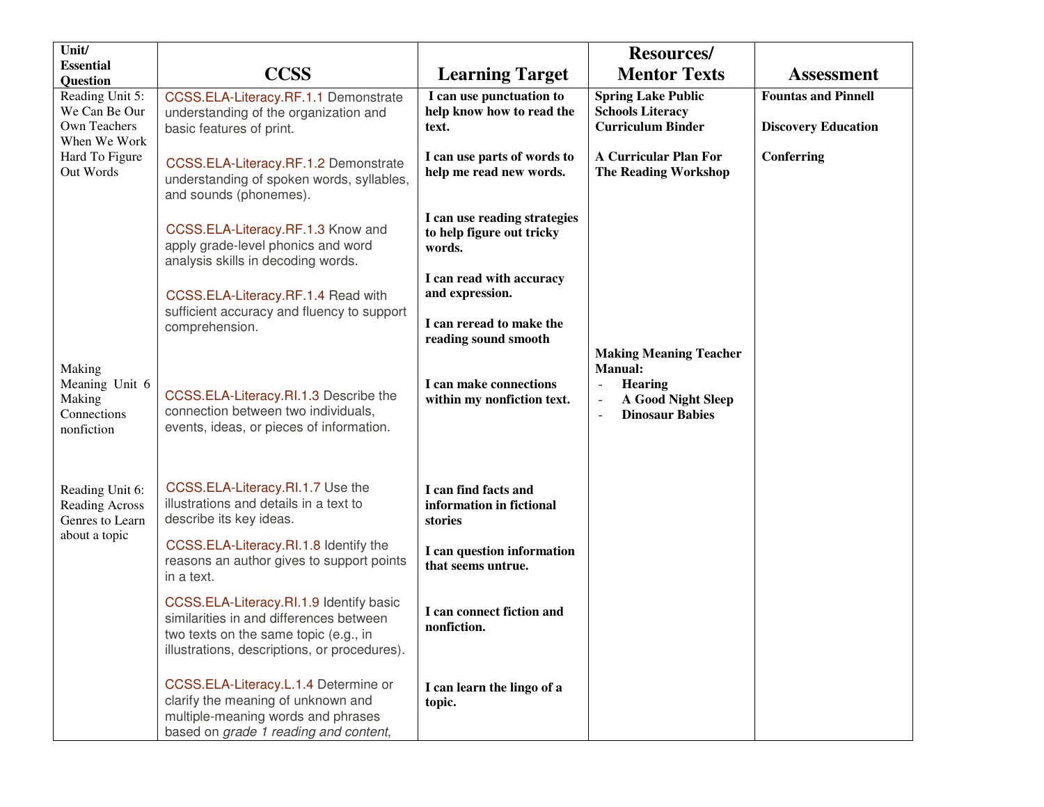| Unit/ Essential Question | CCSS | Learning Target | Resources/ Mentor Texts | Assessment |
|---|---|---|---|---|
| Reading Unit 5: We Can Be Our Own Teachers When We Work Hard To Figure Out Words | CCSS.ELA-Literacy.RF.1.1 Demonstrate understanding of the organization and basic features of print.<br><br>CCSS.ELA-Literacy.RF.1.2 Demonstrate understanding of spoken words, syllables, and sounds (phonemes).<br><br>CCSS.ELA-Literacy.RF.1.3 Know and apply grade-level phonics and word analysis skills in decoding words.<br><br>CCSS.ELA-Literacy.RF.1.4 Read with sufficient accuracy and fluency to support comprehension. | **I can use punctuation to help know how to read the text.**<br><br>**I can use parts of words to help me read new words.**<br><br>**I can use reading strategies to help figure out tricky words.**<br><br>**I can read with accuracy and expression.**<br><br>**I can reread to make the reading sound smooth** | **Spring Lake Public Schools Literacy Curriculum Binder**<br><br>**A Curricular Plan For The Reading Workshop** | **Fountas and Pinnell**<br><br>**Discovery Education**<br><br>**Conferring** |
| Making Meaning Unit 6 Making Connections nonfiction | CCSS.ELA-Literacy.RI.1.3 Describe the connection between two individuals, events, ideas, or pieces of information. | **I can make connections within my nonfiction text.** | **Making Meaning Teacher Manual:**<br>- **Hearing**<br>- **A Good Night Sleep**<br>- **Dinosaur Babies** | |
| Reading Unit 6: Reading Across Genres to Learn about a topic | CCSS.ELA-Literacy.RI.1.7 Use the illustrations and details in a text to describe its key ideas.<br><br>CCSS.ELA-Literacy.RI.1.8 Identify the reasons an author gives to support points in a text.<br><br>CCSS.ELA-Literacy.RI.1.9 Identify basic similarities in and differences between two texts on the same topic (e.g., in illustrations, descriptions, or procedures).<br><br>CCSS.ELA-Literacy.L.1.4 Determine or clarify the meaning of unknown and multiple-meaning words and phrases based on *grade 1 reading and content*, | **I can find facts and information in fictional stories**<br><br>**I can question information that seems untrue.**<br><br>**I can connect fiction and nonfiction.**<br><br>**I can learn the lingo of a topic.** | | |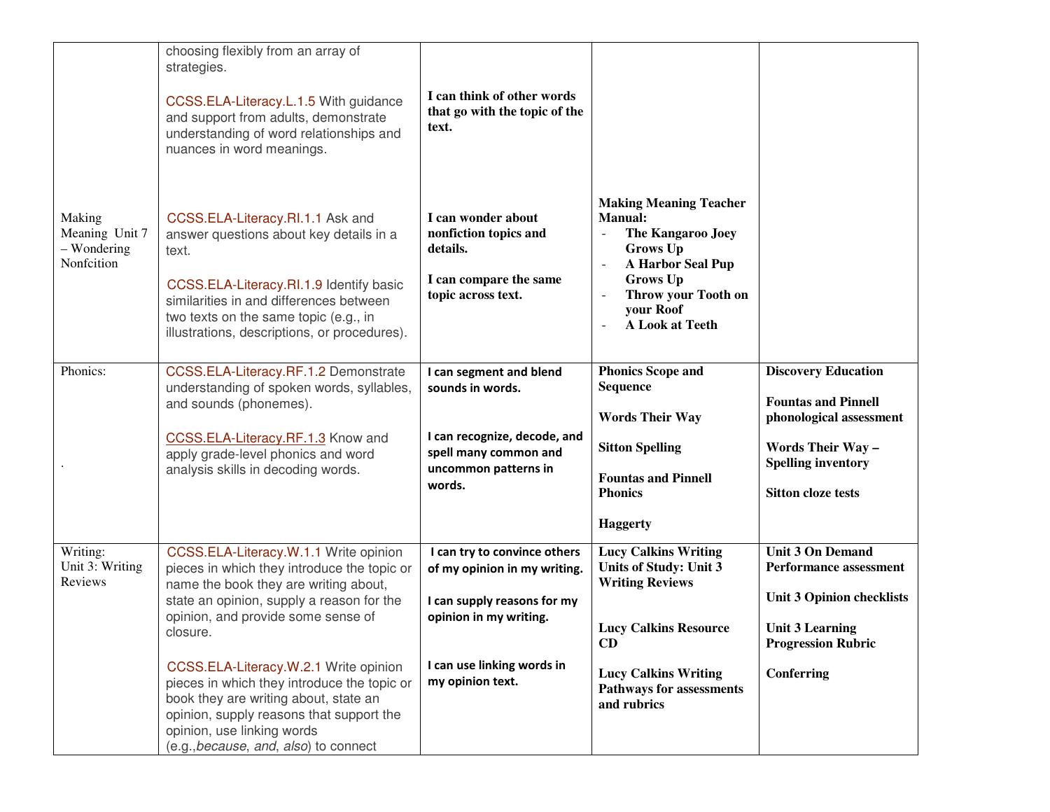| | | | | |
|---|---|---|---|---|
| | choosing flexibly from an array of strategies.<br><br>CCSS.ELA-Literacy.L.1.5 With guidance and support from adults, demonstrate understanding of word relationships and nuances in word meanings. | **I can think of other words that go with the topic of the text.** | | |
| Making Meaning Unit 7 – Wondering Nonfcition | CCSS.ELA-Literacy.RI.1.1 Ask and answer questions about key details in a text.<br><br>CCSS.ELA-Literacy.RI.1.9 Identify basic similarities in and differences between two texts on the same topic (e.g., in illustrations, descriptions, or procedures). | **I can wonder about nonfiction topics and details.**<br><br>**I can compare the same topic across text.** | **Making Meaning Teacher Manual:**<br>- **The Kangaroo Joey Grows Up**<br>- **A Harbor Seal Pup Grows Up**<br>- **Throw your Tooth on your Roof**<br>- **A Look at Teeth** | |
| Phonics:<br><br>. | CCSS.ELA-Literacy.RF.1.2 Demonstrate understanding of spoken words, syllables, and sounds (phonemes).<br><br>CCSS.ELA-Literacy.RF.1.3 Know and apply grade-level phonics and word analysis skills in decoding words. | **I can segment and blend sounds in words.**<br><br>**I can recognize, decode, and spell many common and uncommon patterns in words.** | **Phonics Scope and Sequence**<br><br>**Words Their Way**<br><br>**Sitton Spelling**<br><br>**Fountas and Pinnell Phonics**<br><br>**Haggerty** | **Discovery Education**<br><br>**Fountas and Pinnell phonological assessment**<br><br>**Words Their Way – Spelling inventory**<br><br>**Sitton cloze tests** |
| Writing: Unit 3: Writing Reviews | CCSS.ELA-Literacy.W.1.1 Write opinion pieces in which they introduce the topic or name the book they are writing about, state an opinion, supply a reason for the opinion, and provide some sense of closure.<br><br>CCSS.ELA-Literacy.W.2.1 Write opinion pieces in which they introduce the topic or book they are writing about, state an opinion, supply reasons that support the opinion, use linking words (e.g.,*because*, *and*, *also*) to connect | **I can try to convince others of my opinion in my writing.**<br><br>**I can supply reasons for my opinion in my writing.**<br><br>**I can use linking words in my opinion text.** | **Lucy Calkins Writing Units of Study: Unit 3 Writing Reviews**<br><br>**Lucy Calkins Resource CD**<br><br>**Lucy Calkins Writing Pathways for assessments and rubrics** | **Unit 3 On Demand Performance assessment**<br><br>**Unit 3 Opinion checklists**<br><br>**Unit 3 Learning Progression Rubric**<br><br>**Conferring** |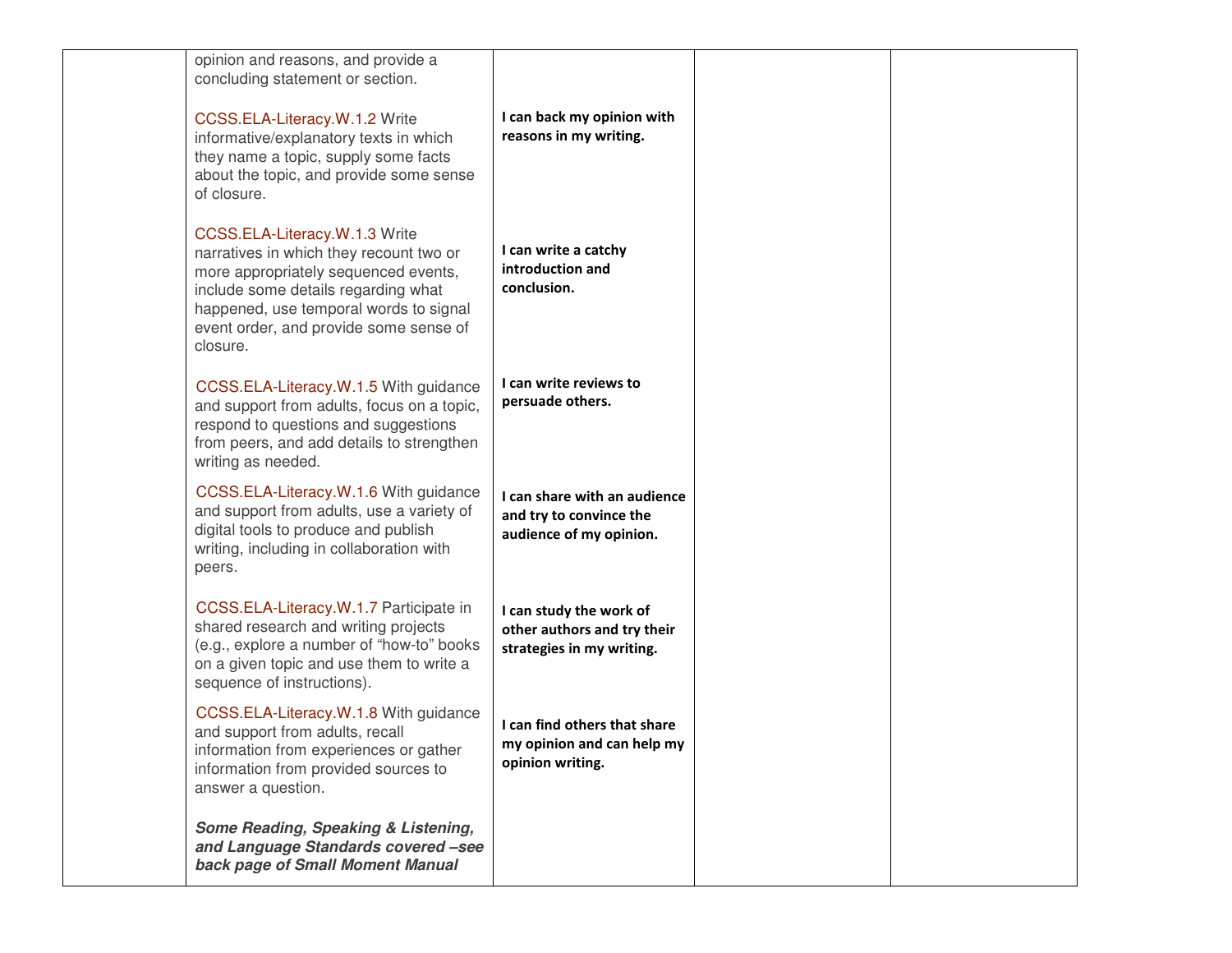| | | | | |
|---|---|---|---|---|
| | opinion and reasons, and provide a concluding statement or section. | | | |
| | CCSS.ELA-Literacy.W.1.2 Write informative/explanatory texts in which they name a topic, supply some facts about the topic, and provide some sense of closure. | **I can back my opinion with reasons in my writing.** | | |
| | CCSS.ELA-Literacy.W.1.3 Write narratives in which they recount two or more appropriately sequenced events, include some details regarding what happened, use temporal words to signal event order, and provide some sense of closure. | **I can write a catchy introduction and conclusion.** | | |
| | CCSS.ELA-Literacy.W.1.5 With guidance and support from adults, focus on a topic, respond to questions and suggestions from peers, and add details to strengthen writing as needed. | **I can write reviews to persuade others.** | | |
| | CCSS.ELA-Literacy.W.1.6 With guidance and support from adults, use a variety of digital tools to produce and publish writing, including in collaboration with peers. | **I can share with an audience and try to convince the audience of my opinion.** | | |
| | CCSS.ELA-Literacy.W.1.7 Participate in shared research and writing projects (e.g., explore a number of "how-to" books on a given topic and use them to write a sequence of instructions). | **I can study the work of other authors and try their strategies in my writing.** | | |
| | CCSS.ELA-Literacy.W.1.8 With guidance and support from adults, recall information from experiences or gather information from provided sources to answer a question. | **I can find others that share my opinion and can help my opinion writing.** | | |
| | ***Some Reading, Speaking & Listening, and Language Standards covered –see back page of Small Moment Manual*** | | | |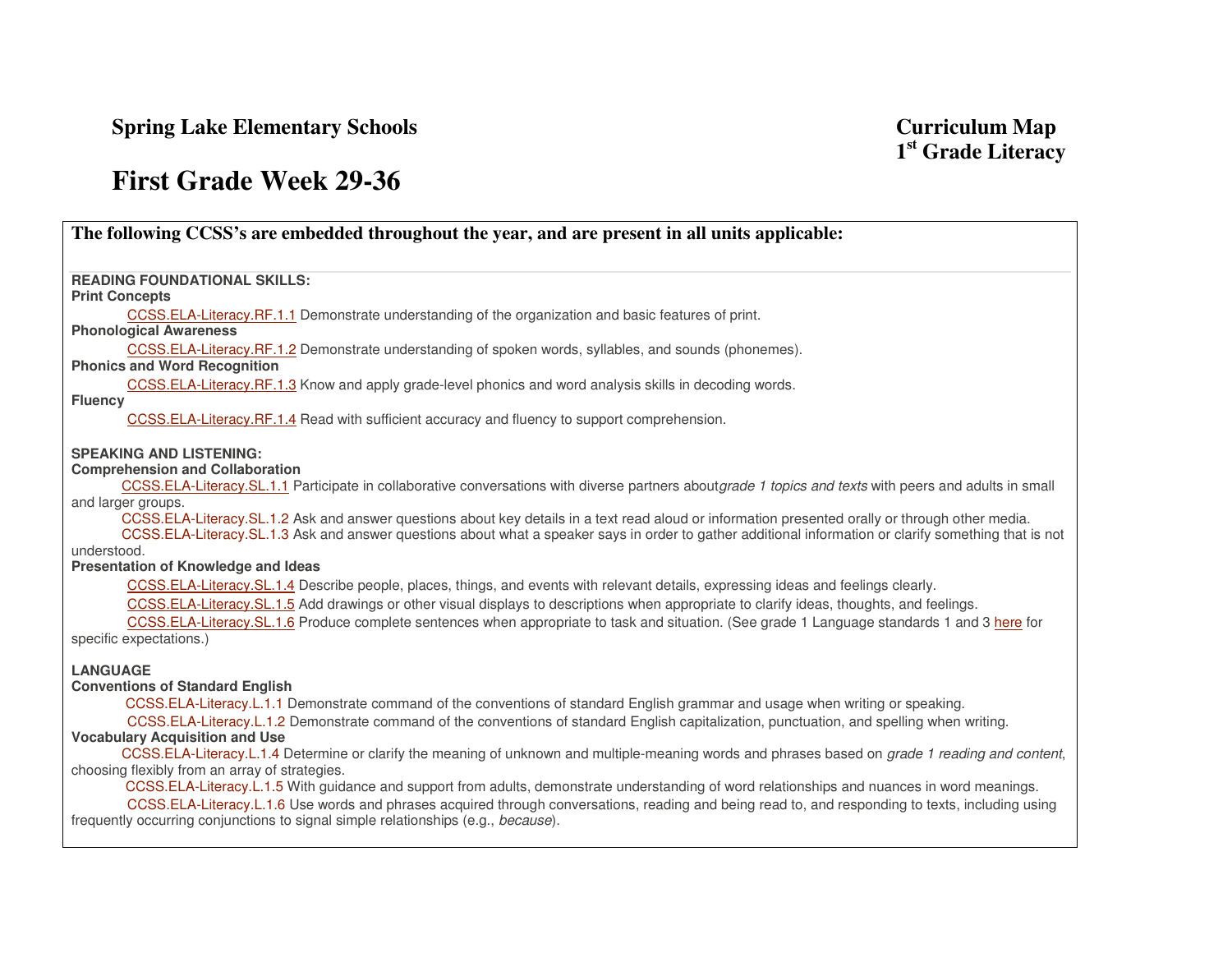**Spring Lake Elementary Schools**

**Curriculum Map**
**1st Grade Literacy**

# First Grade Week 29-36

## The following CCSS's are embedded throughout the year, and are present in all units applicable:

**READING FOUNDATIONAL SKILLS:**

**Print Concepts**

CCSS.ELA-Literacy.RF.1.1 Demonstrate understanding of the organization and basic features of print.

**Phonological Awareness**

CCSS.ELA-Literacy.RF.1.2 Demonstrate understanding of spoken words, syllables, and sounds (phonemes).

**Phonics and Word Recognition**

CCSS.ELA-Literacy.RF.1.3 Know and apply grade-level phonics and word analysis skills in decoding words.

**Fluency**

CCSS.ELA-Literacy.RF.1.4 Read with sufficient accuracy and fluency to support comprehension.

**SPEAKING AND LISTENING:**

**Comprehension and Collaboration**

CCSS.ELA-Literacy.SL.1.1 Participate in collaborative conversations with diverse partners about*grade 1 topics and texts* with peers and adults in small and larger groups.

CCSS.ELA-Literacy.SL.1.2 Ask and answer questions about key details in a text read aloud or information presented orally or through other media.

CCSS.ELA-Literacy.SL.1.3 Ask and answer questions about what a speaker says in order to gather additional information or clarify something that is not understood.

**Presentation of Knowledge and Ideas**

CCSS.ELA-Literacy.SL.1.4 Describe people, places, things, and events with relevant details, expressing ideas and feelings clearly.

CCSS.ELA-Literacy.SL.1.5 Add drawings or other visual displays to descriptions when appropriate to clarify ideas, thoughts, and feelings.

CCSS.ELA-Literacy.SL.1.6 Produce complete sentences when appropriate to task and situation. (See grade 1 Language standards 1 and 3 here for specific expectations.)

**LANGUAGE**

**Conventions of Standard English**

CCSS.ELA-Literacy.L.1.1 Demonstrate command of the conventions of standard English grammar and usage when writing or speaking.

CCSS.ELA-Literacy.L.1.2 Demonstrate command of the conventions of standard English capitalization, punctuation, and spelling when writing.

**Vocabulary Acquisition and Use**

CCSS.ELA-Literacy.L.1.4 Determine or clarify the meaning of unknown and multiple-meaning words and phrases based on *grade 1 reading and content*, choosing flexibly from an array of strategies.

CCSS.ELA-Literacy.L.1.5 With guidance and support from adults, demonstrate understanding of word relationships and nuances in word meanings.

CCSS.ELA-Literacy.L.1.6 Use words and phrases acquired through conversations, reading and being read to, and responding to texts, including using frequently occurring conjunctions to signal simple relationships (e.g., *because*).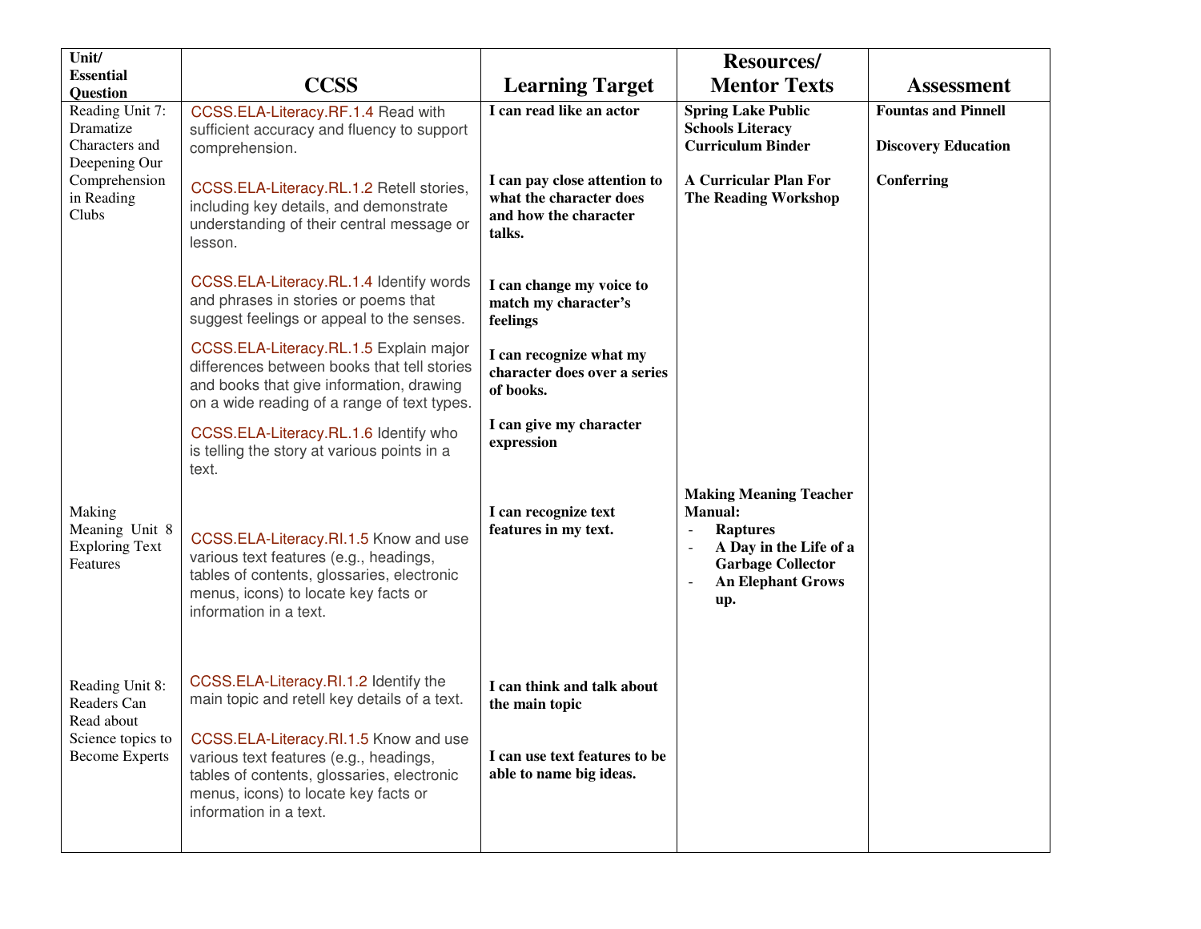| Unit/ Essential Question | CCSS | Learning Target | Resources/ Mentor Texts | Assessment |
|---|---|---|---|---|
| Reading Unit 7: Dramatize Characters and Deepening Our Comprehension in Reading Clubs | CCSS.ELA-Literacy.RF.1.4 Read with sufficient accuracy and fluency to support comprehension.<br><br>CCSS.ELA-Literacy.RL.1.2 Retell stories, including key details, and demonstrate understanding of their central message or lesson.<br><br>CCSS.ELA-Literacy.RL.1.4 Identify words and phrases in stories or poems that suggest feelings or appeal to the senses.<br><br>CCSS.ELA-Literacy.RL.1.5 Explain major differences between books that tell stories and books that give information, drawing on a wide reading of a range of text types.<br><br>CCSS.ELA-Literacy.RL.1.6 Identify who is telling the story at various points in a text. | **I can read like an actor**<br><br>**I can pay close attention to what the character does and how the character talks.**<br><br>**I can change my voice to match my character's feelings**<br><br>**I can recognize what my character does over a series of books.**<br><br>**I can give my character expression** | **Spring Lake Public Schools Literacy Curriculum Binder**<br><br>**A Curricular Plan For The Reading Workshop** | **Fountas and Pinnell**<br><br>**Discovery Education**<br><br>**Conferring** |
| Making Meaning Unit 8 Exploring Text Features | CCSS.ELA-Literacy.RI.1.5 Know and use various text features (e.g., headings, tables of contents, glossaries, electronic menus, icons) to locate key facts or information in a text. | **I can recognize text features in my text.** | **Making Meaning Teacher Manual:**<br>- **Raptures**<br>- **A Day in the Life of a Garbage Collector**<br>- **An Elephant Grows up.** | |
| Reading Unit 8: Readers Can Read about Science topics to Become Experts | CCSS.ELA-Literacy.RI.1.2 Identify the main topic and retell key details of a text.<br><br>CCSS.ELA-Literacy.RI.1.5 Know and use various text features (e.g., headings, tables of contents, glossaries, electronic menus, icons) to locate key facts or information in a text. | **I can think and talk about the main topic**<br><br>**I can use text features to be able to name big ideas.** | | |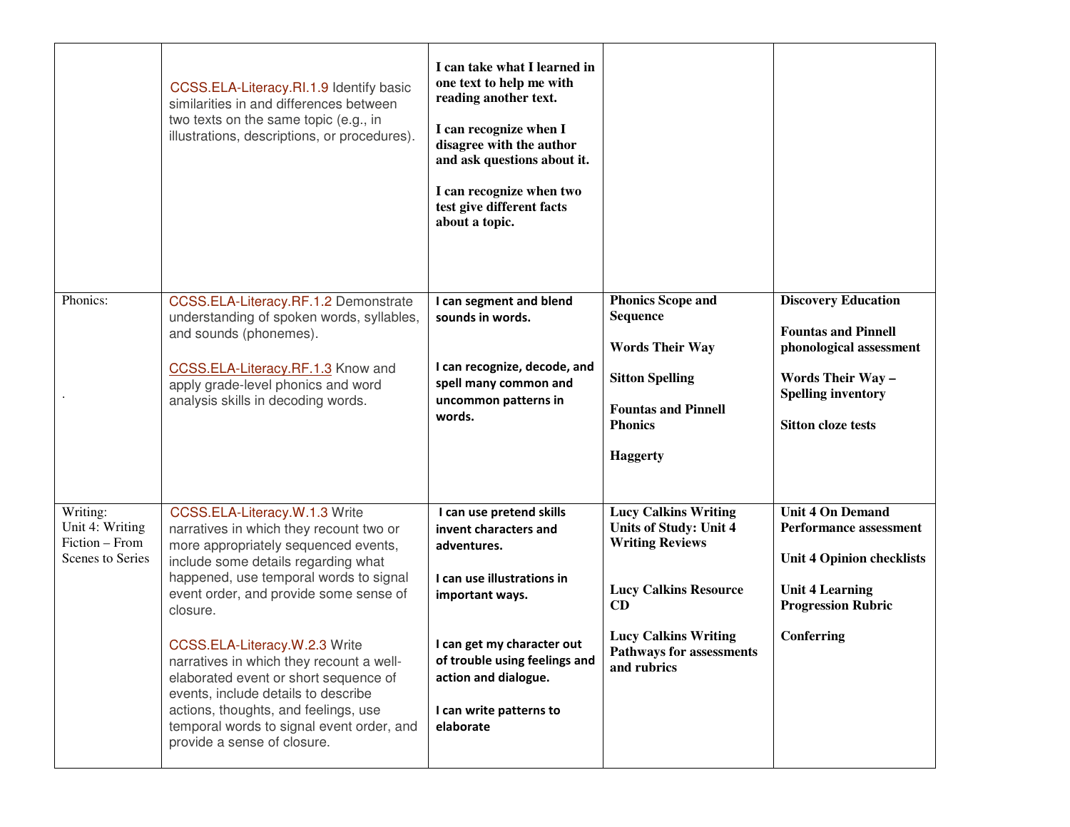| | | | | |
|---|---|---|---|---|
| | CCSS.ELA-Literacy.RI.1.9 Identify basic similarities in and differences between two texts on the same topic (e.g., in illustrations, descriptions, or procedures). | **I can take what I learned in one text to help me with reading another text.**<br><br>**I can recognize when I disagree with the author and ask questions about it.**<br><br>**I can recognize when two test give different facts about a topic.** | | |
| Phonics:<br><br>. | CCSS.ELA-Literacy.RF.1.2 Demonstrate understanding of spoken words, syllables, and sounds (phonemes).<br><br>CCSS.ELA-Literacy.RF.1.3 Know and apply grade-level phonics and word analysis skills in decoding words. | **I can segment and blend sounds in words.**<br><br>**I can recognize, decode, and spell many common and uncommon patterns in words.** | **Phonics Scope and Sequence**<br><br>**Words Their Way**<br><br>**Sitton Spelling**<br><br>**Fountas and Pinnell Phonics**<br><br>**Haggerty** | **Discovery Education**<br><br>**Fountas and Pinnell phonological assessment**<br><br>**Words Their Way – Spelling inventory**<br><br>**Sitton cloze tests** |
| Writing:<br>Unit 4: Writing Fiction – From Scenes to Series | CCSS.ELA-Literacy.W.1.3 Write narratives in which they recount two or more appropriately sequenced events, include some details regarding what happened, use temporal words to signal event order, and provide some sense of closure.<br><br>CCSS.ELA-Literacy.W.2.3 Write narratives in which they recount a well-elaborated event or short sequence of events, include details to describe actions, thoughts, and feelings, use temporal words to signal event order, and provide a sense of closure. | **I can use pretend skills invent characters and adventures.**<br><br>**I can use illustrations in important ways.**<br><br>**I can get my character out of trouble using feelings and action and dialogue.**<br><br>**I can write patterns to elaborate** | **Lucy Calkins Writing Units of Study: Unit 4 Writing Reviews**<br><br>**Lucy Calkins Resource CD**<br><br>**Lucy Calkins Writing Pathways for assessments and rubrics** | **Unit 4 On Demand Performance assessment**<br><br>**Unit 4 Opinion checklists**<br><br>**Unit 4 Learning Progression Rubric**<br><br>**Conferring** |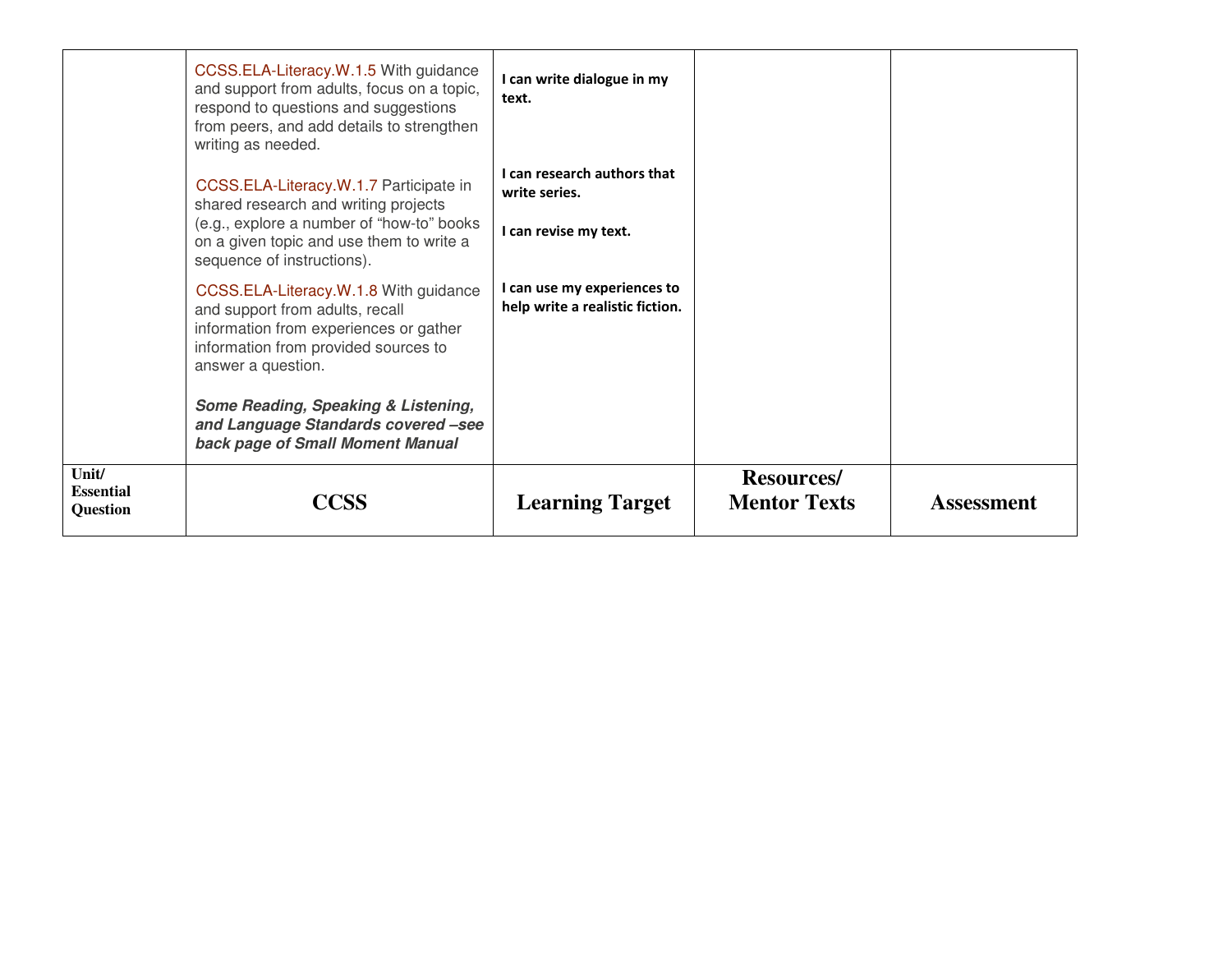| | | | | |
|---|---|---|---|---|
| | CCSS.ELA-Literacy.W.1.5 With guidance and support from adults, focus on a topic, respond to questions and suggestions from peers, and add details to strengthen writing as needed.<br><br>CCSS.ELA-Literacy.W.1.7 Participate in shared research and writing projects (e.g., explore a number of "how-to" books on a given topic and use them to write a sequence of instructions).<br><br>CCSS.ELA-Literacy.W.1.8 With guidance and support from adults, recall information from experiences or gather information from provided sources to answer a question.<br><br>***Some Reading, Speaking & Listening, and Language Standards covered –see back page of Small Moment Manual*** | **I can write dialogue in my text.**<br><br>**I can research authors that write series.**<br><br>**I can revise my text.**<br><br>**I can use my experiences to help write a realistic fiction.** | | |
| **Unit/ Essential Question** | **CCSS** | **Learning Target** | **Resources/ Mentor Texts** | **Assessment** |